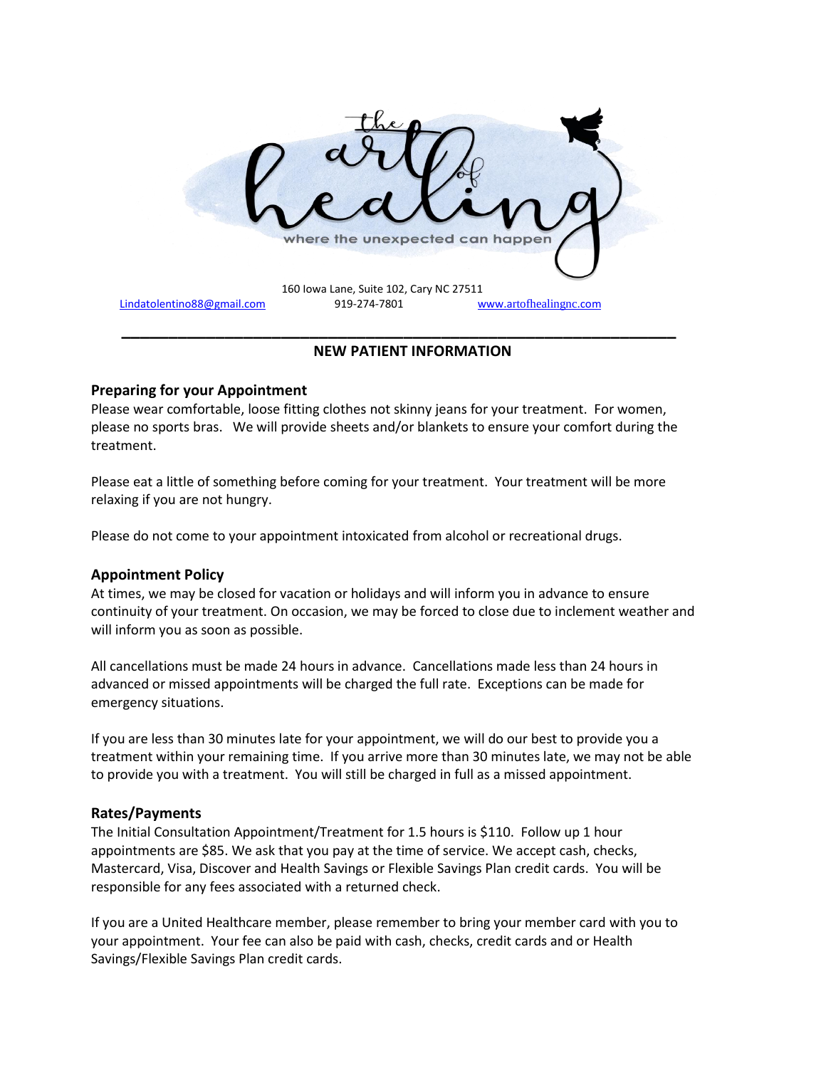# the art of healing

where the unexpected can happen

160 Iowa Lane, Suite 102, Cary NC 27511

Lindatolentino88@gmail.com 919-274-7801 www.artofhealingnc.com

---

## NEW PATIENT INFORMATION

### Preparing for your Appointment

Please wear comfortable, loose fitting clothes not skinny jeans for your treatment. For women, please no sports bras. We will provide sheets and/or blankets to ensure your comfort during the treatment.

Please eat a little of something before coming for your treatment. Your treatment will be more relaxing if you are not hungry.

Please do not come to your appointment intoxicated from alcohol or recreational drugs.

### Appointment Policy

At times, we may be closed for vacation or holidays and will inform you in advance to ensure continuity of your treatment. On occasion, we may be forced to close due to inclement weather and will inform you as soon as possible.

All cancellations must be made 24 hours in advance. Cancellations made less than 24 hours in advanced or missed appointments will be charged the full rate. Exceptions can be made for emergency situations.

If you are less than 30 minutes late for your appointment, we will do our best to provide you a treatment within your remaining time. If you arrive more than 30 minutes late, we may not be able to provide you with a treatment. You will still be charged in full as a missed appointment.

### Rates/Payments

The Initial Consultation Appointment/Treatment for 1.5 hours is $110. Follow up 1 hour appointments are $85. We ask that you pay at the time of service. We accept cash, checks, Mastercard, Visa, Discover and Health Savings or Flexible Savings Plan credit cards. You will be responsible for any fees associated with a returned check.

If you are a United Healthcare member, please remember to bring your member card with you to your appointment. Your fee can also be paid with cash, checks, credit cards and or Health Savings/Flexible Savings Plan credit cards.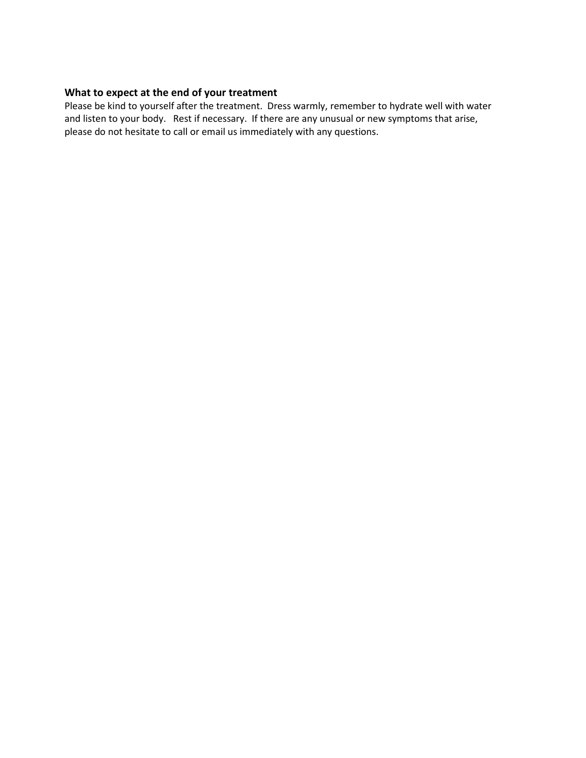### What to expect at the end of your treatment

Please be kind to yourself after the treatment. Dress warmly, remember to hydrate well with water and listen to your body. Rest if necessary. If there are any unusual or new symptoms that arise, please do not hesitate to call or email us immediately with any questions.